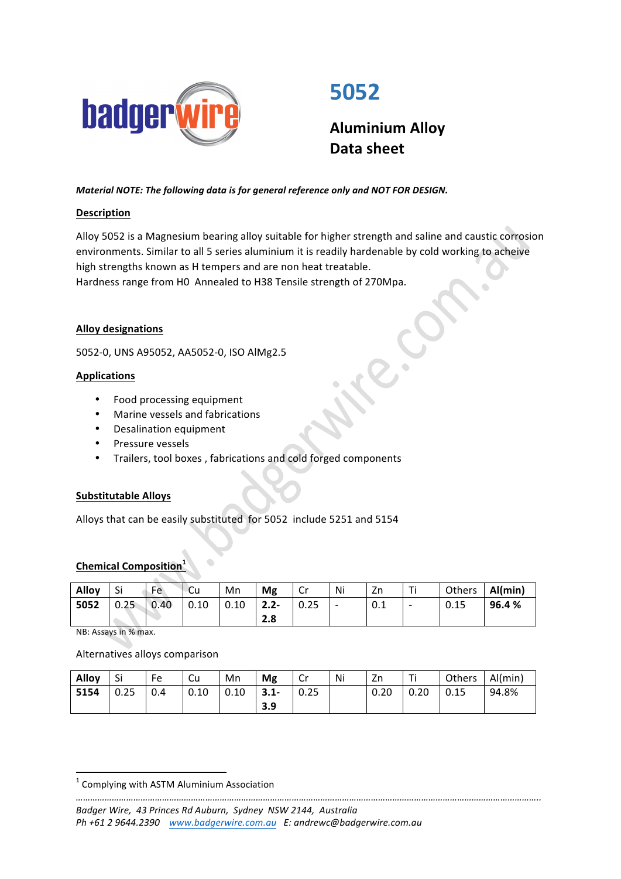# 5052

## Aluminium Alloy Data sheet

***Material NOTE: The following data is for general reference only and NOT FOR DESIGN.***

**Description**

Alloy 5052 is a Magnesium bearing alloy suitable for higher strength and saline and caustic corrosion environments. Similar to all 5 series aluminium it is readily hardenable by cold working to acheive high strengths known as H tempers and are non heat treatable.
Hardness range from H0 Annealed to H38 Tensile strength of 270Mpa.

**Alloy designations**

5052-0, UNS A95052, AA5052-0, ISO AlMg2.5

**Applications**

- Food processing equipment
- Marine vessels and fabrications
- Desalination equipment
- Pressure vessels
- Trailers, tool boxes , fabrications and cold forged components

**Substitutable Alloys**

Alloys that can be easily substituted for 5052 include 5251 and 5154

**Chemical Composition**[1]

| Alloy | Si | Fe | Cu | Mn | Mg | Cr | Ni | Zn | Ti | Others | Al(min) |
|---|---|---|---|---|---|---|---|---|---|---|---|
| **5052** | 0.25 | 0.40 | 0.10 | 0.10 | **2.2-2.8** | 0.25 | - | 0.1 | - | 0.15 | **96.4 %** |

NB: Assays in % max.

Alternatives alloys comparison

| Alloy | Si | Fe | Cu | Mn | Mg | Cr | Ni | Zn | Ti | Others | Al(min) |
|---|---|---|---|---|---|---|---|---|---|---|---|
| **5154** | 0.25 | 0.4 | 0.10 | 0.10 | **3.1-3.9** | 0.25 | | 0.20 | 0.20 | 0.15 | 94.8% |

[1] Complying with ASTM Aluminium Association

*Badger Wire, 43 Princes Rd Auburn, Sydney NSW 2144, Australia*
*Ph +61 2 9644.2390 www.badgerwire.com.au E: andrewc@badgerwire.com.au*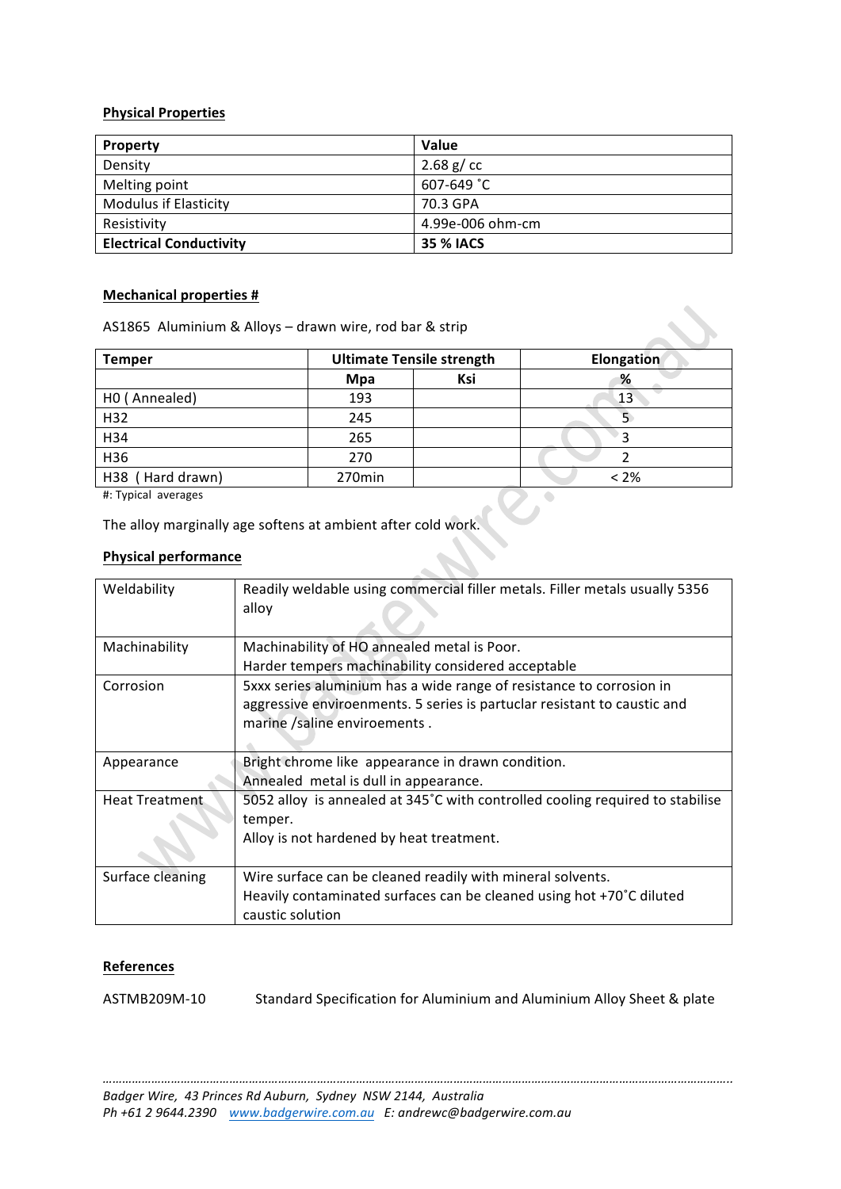**Physical Properties**

| Property | Value |
|---|---|
| Density | 2.68 g/ cc |
| Melting point | 607-649 ˚C |
| Modulus if Elasticity | 70.3 GPA |
| Resistivity | 4.99e-006 ohm-cm |
| **Electrical Conductivity** | **35 % IACS** |

**Mechanical properties #**

AS1865 Aluminium & Alloys – drawn wire, rod bar & strip

| Temper | Ultimate Tensile strength | | Elongation |
|---|---|---|---|
| | Mpa | Ksi | % |
| H0 ( Annealed) | 193 | | 13 |
| H32 | 245 | | 5 |
| H34 | 265 | | 3 |
| H36 | 270 | | 2 |
| H38 ( Hard drawn) | 270min | | < 2% |

#: Typical averages

The alloy marginally age softens at ambient after cold work.

**Physical performance**

| | |
|---|---|
| Weldability | Readily weldable using commercial filler metals. Filler metals usually 5356 alloy |
| Machinability | Machinability of HO annealed metal is Poor.<br>Harder tempers machinability considered acceptable |
| Corrosion | 5xxx series aluminium has a wide range of resistance to corrosion in aggressive enviroenments. 5 series is partucular resistant to caustic and marine /saline enviroements . |
| Appearance | Bright chrome like appearance in drawn condition.<br>Annealed metal is dull in appearance. |
| Heat Treatment | 5052 alloy is annealed at 345˚C with controlled cooling required to stabilise temper.<br>Alloy is not hardened by heat treatment. |
| Surface cleaning | Wire surface can be cleaned readily with mineral solvents.<br>Heavily contaminated surfaces can be cleaned using hot +70˚C diluted caustic solution |

**References**

ASTMB209M-10 Standard Specification for Aluminium and Aluminium Alloy Sheet & plate

*Badger Wire, 43 Princes Rd Auburn, Sydney NSW 2144, Australia*
*Ph +61 2 9644.2390 www.badgerwire.com.au E: andrewc@badgerwire.com.au*